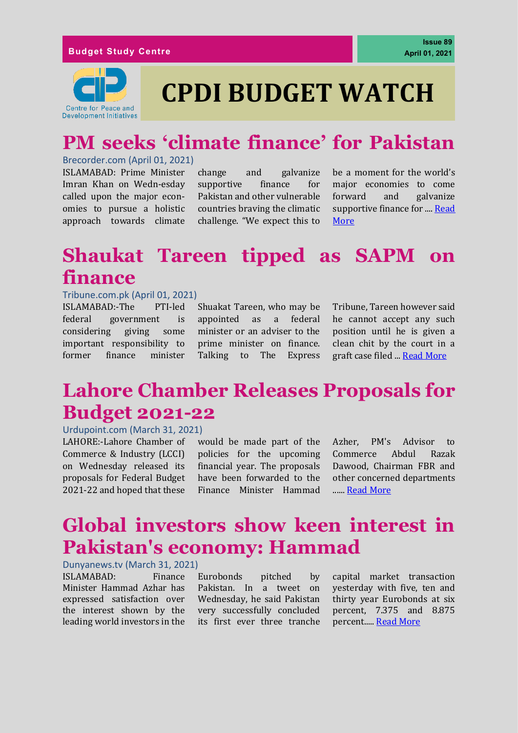Budget Study Centre

Issue 89
April 01, 2021

Centre for Peace and Development Initiatives

# CPDI BUDGET WATCH

## PM seeks 'climate finance' for Pakistan

Brecorder.com (April 01, 2021)

ISLAMABAD: Prime Minister Imran Khan on Wedn-esday called upon the major econ-omies to pursue a holistic approach towards climate change and galvanize supportive finance for Pakistan and other vulnerable countries braving the climatic challenge. "We expect this to be a moment for the world's major economies to come forward and galvanize supportive finance for .... Read More

## Shaukat Tareen tipped as SAPM on finance

Tribune.com.pk (April 01, 2021)

ISLAMABAD:-The PTI-led federal government is considering giving some important responsibility to former finance minister Shukat Tareen, who may be appointed as a federal minister or an adviser to the prime minister on finance. Talking to The Express Tribune, Tareen however said he cannot accept any such position until he is given a clean chit by the court in a graft case filed ... Read More

## Lahore Chamber Releases Proposals for Budget 2021-22

Urdupoint.com (March 31, 2021)

LAHORE:-Lahore Chamber of Commerce & Industry (LCCI) on Wednesday released its proposals for Federal Budget 2021-22 and hoped that these would be made part of the policies for the upcoming financial year. The proposals have been forwarded to the Finance Minister Hammad Azher, PM's Advisor to Commerce Abdul Razak Dawood, Chairman FBR and other concerned departments ...... Read More

## Global investors show keen interest in Pakistan's economy: Hammad

Dunyanews.tv (March 31, 2021)

ISLAMABAD: Finance Minister Hammad Azhar has expressed satisfaction over the interest shown by the leading world investors in the Eurobonds pitched by Pakistan. In a tweet on Wednesday, he said Pakistan very successfully concluded its first ever three tranche capital market transaction yesterday with five, ten and thirty year Eurobonds at six percent, 7.375 and 8.875 percent..... Read More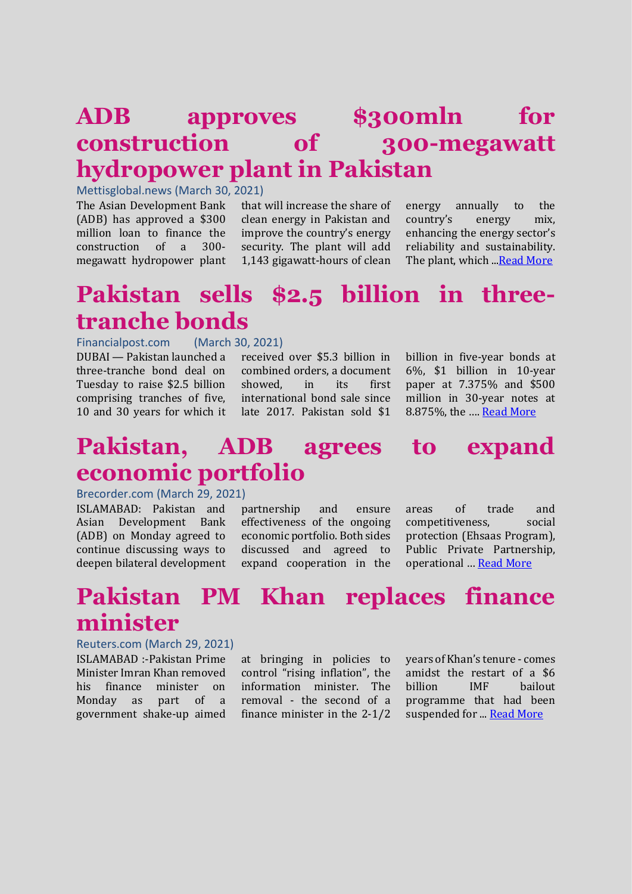# ADB approves $300mln for construction of 300-megawatt hydropower plant in Pakistan

Mettisglobal.news (March 30, 2021)

The Asian Development Bank (ADB) has approved a $300 million loan to finance the construction of a 300-megawatt hydropower plant that will increase the share of clean energy in Pakistan and improve the country's energy security. The plant will add 1,143 gigawatt-hours of clean energy annually to the country's energy mix, enhancing the energy sector's reliability and sustainability. The plant, which ...Read More

# Pakistan sells $2.5 billion in three-tranche bonds

Financialpost.com (March 30, 2021)

DUBAI — Pakistan launched a three-tranche bond deal on Tuesday to raise $2.5 billion comprising tranches of five, 10 and 30 years for which it received over $5.3 billion in combined orders, a document showed, in its first international bond sale since late 2017. Pakistan sold $1 billion in five-year bonds at 6%, $1 billion in 10-year paper at 7.375% and $500 million in 30-year notes at 8.875%, the .... Read More

# Pakistan, ADB agrees to expand economic portfolio

Brecorder.com (March 29, 2021)

ISLAMABAD: Pakistan and Asian Development Bank (ADB) on Monday agreed to continue discussing ways to deepen bilateral development partnership and ensure effectiveness of the ongoing economic portfolio. Both sides discussed and agreed to expand cooperation in the areas of trade and competitiveness, social protection (Ehsaas Program), Public Private Partnership, operational … Read More

# Pakistan PM Khan replaces finance minister

Reuters.com (March 29, 2021)

ISLAMABAD :-Pakistan Prime Minister Imran Khan removed his finance minister on Monday as part of a government shake-up aimed at bringing in policies to control "rising inflation", the information minister. The removal - the second of a finance minister in the 2-1/2 years of Khan's tenure - comes amidst the restart of a $6 billion IMF bailout programme that had been suspended for ... Read More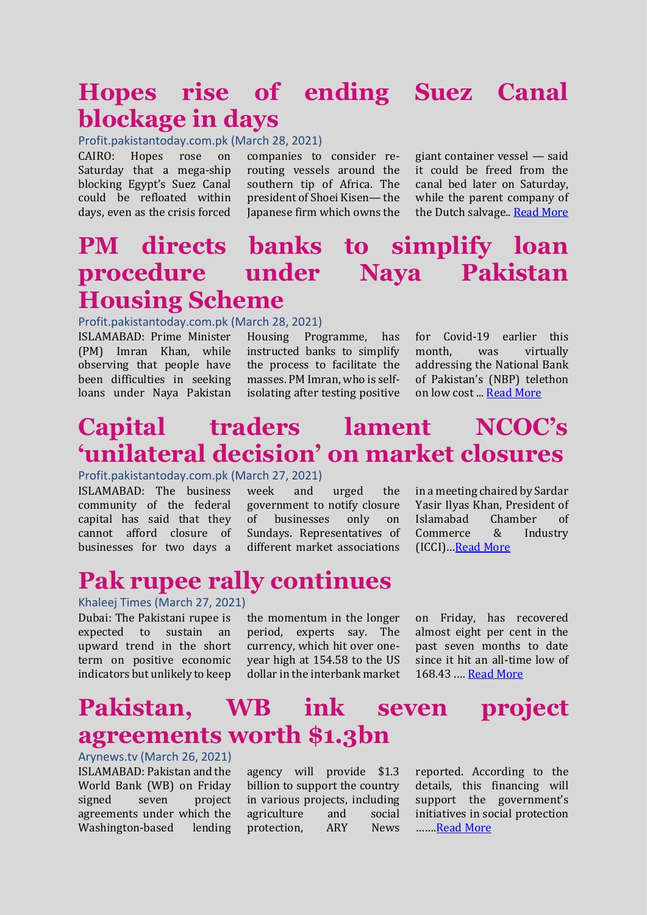# Hopes rise of ending Suez Canal blockage in days

Profit.pakistantoday.com.pk (March 28, 2021)

CAIRO: Hopes rose on Saturday that a mega-ship blocking Egypt's Suez Canal could be refloated within days, even as the crisis forced companies to consider re-routing vessels around the southern tip of Africa. The president of Shoei Kisen— the Japanese firm which owns the giant container vessel — said it could be freed from the canal bed later on Saturday, while the parent company of the Dutch salvage.. Read More

# PM directs banks to simplify loan procedure under Naya Pakistan Housing Scheme

Profit.pakistantoday.com.pk (March 28, 2021)

ISLAMABAD: Prime Minister (PM) Imran Khan, while observing that people have been difficulties in seeking loans under Naya Pakistan Housing Programme, has instructed banks to simplify the process to facilitate the masses. PM Imran, who is self-isolating after testing positive for Covid-19 earlier this month, was virtually addressing the National Bank of Pakistan's (NBP) telethon on low cost ... Read More

# Capital traders lament NCOC's 'unilateral decision' on market closures

Profit.pakistantoday.com.pk (March 27, 2021)

ISLAMABAD: The business community of the federal capital has said that they cannot afford closure of businesses for two days a week and urged the government to notify closure of businesses only on Sundays. Representatives of different market associations in a meeting chaired by Sardar Yasir Ilyas Khan, President of Islamabad Chamber of Commerce & Industry (ICCI)…Read More

# Pak rupee rally continues

Khaleej Times (March 27, 2021)

Dubai: The Pakistani rupee is expected to sustain an upward trend in the short term on positive economic indicators but unlikely to keep the momentum in the longer period, experts say. The currency, which hit over one-year high at 154.58 to the US dollar in the interbank market on Friday, has recovered almost eight per cent in the past seven months to date since it hit an all-time low of 168.43 …. Read More

# Pakistan, WB ink seven project agreements worth $1.3bn

Arynews.tv (March 26, 2021)

ISLAMABAD: Pakistan and the World Bank (WB) on Friday signed seven project agreements under which the Washington-based lending agency will provide $1.3 billion to support the country in various projects, including agriculture and social protection, ARY News reported. According to the details, this financing will support the government's initiatives in social protection …….Read More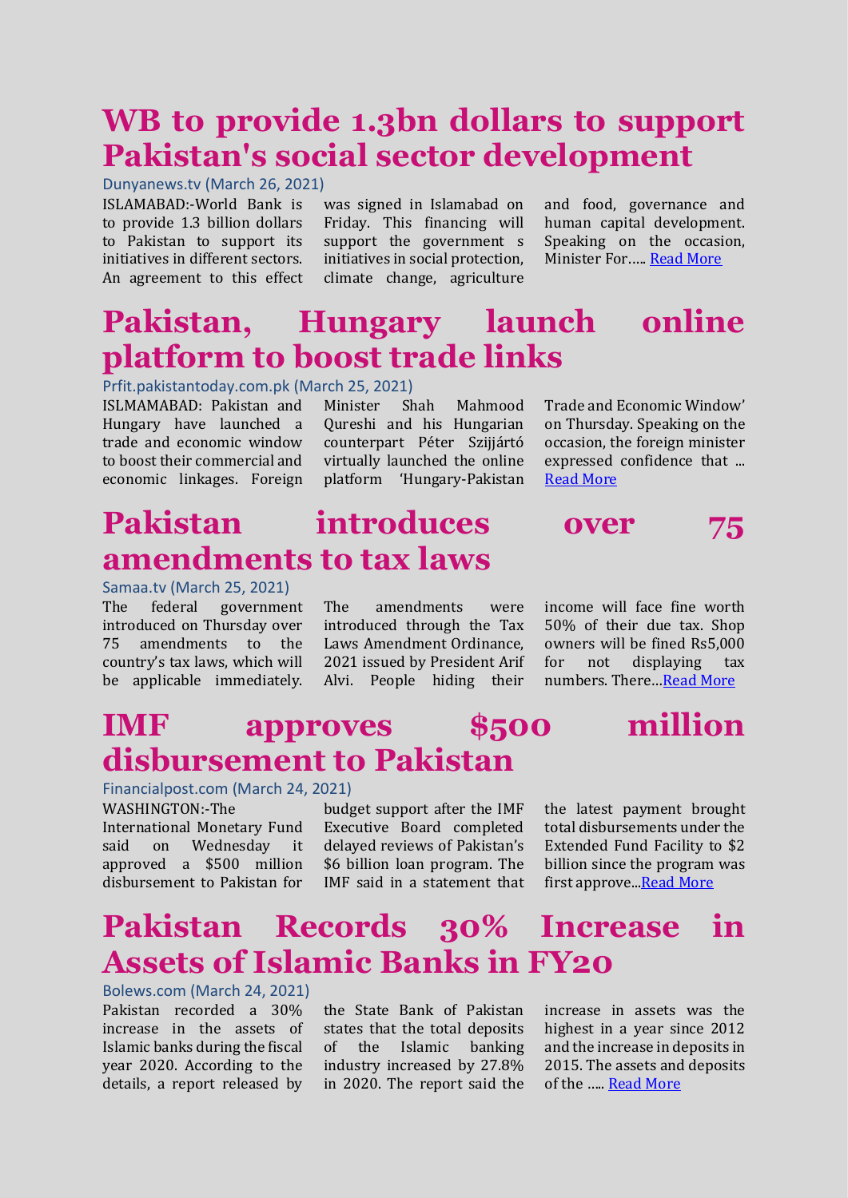# WB to provide 1.3bn dollars to support Pakistan's social sector development

Dunyanews.tv (March 26, 2021)

ISLAMABAD:-World Bank is to provide 1.3 billion dollars to Pakistan to support its initiatives in different sectors. An agreement to this effect was signed in Islamabad on Friday. This financing will support the government s initiatives in social protection, climate change, agriculture and food, governance and human capital development. Speaking on the occasion, Minister For….. Read More

# Pakistan, Hungary launch online platform to boost trade links

Prfit.pakistantoday.com.pk (March 25, 2021)

ISLMAMABAD: Pakistan and Hungary have launched a trade and economic window to boost their commercial and economic linkages. Foreign Minister Shah Mahmood Qureshi and his Hungarian counterpart Péter Szijjártó virtually launched the online platform 'Hungary-Pakistan Trade and Economic Window' on Thursday. Speaking on the occasion, the foreign minister expressed confidence that ... Read More

# Pakistan introduces over 75 amendments to tax laws

Samaa.tv (March 25, 2021)

The federal government introduced on Thursday over 75 amendments to the country's tax laws, which will be applicable immediately. The amendments were introduced through the Tax Laws Amendment Ordinance, 2021 issued by President Arif Alvi. People hiding their income will face fine worth 50% of their due tax. Shop owners will be fined Rs5,000 for not displaying tax numbers. There…Read More

# IMF approves $500 million disbursement to Pakistan

Financialpost.com (March 24, 2021)

WASHINGTON:-The International Monetary Fund said on Wednesday it approved a $500 million disbursement to Pakistan for budget support after the IMF Executive Board completed delayed reviews of Pakistan's $6 billion loan program. The IMF said in a statement that the latest payment brought total disbursements under the Extended Fund Facility to $2 billion since the program was first approve...Read More

# Pakistan Records 30% Increase in Assets of Islamic Banks in FY20

Bolews.com (March 24, 2021)

Pakistan recorded a 30% increase in the assets of Islamic banks during the fiscal year 2020. According to the details, a report released by the State Bank of Pakistan states that the total deposits of the Islamic banking industry increased by 27.8% in 2020. The report said the increase in assets was the highest in a year since 2012 and the increase in deposits in 2015. The assets and deposits of the ….. Read More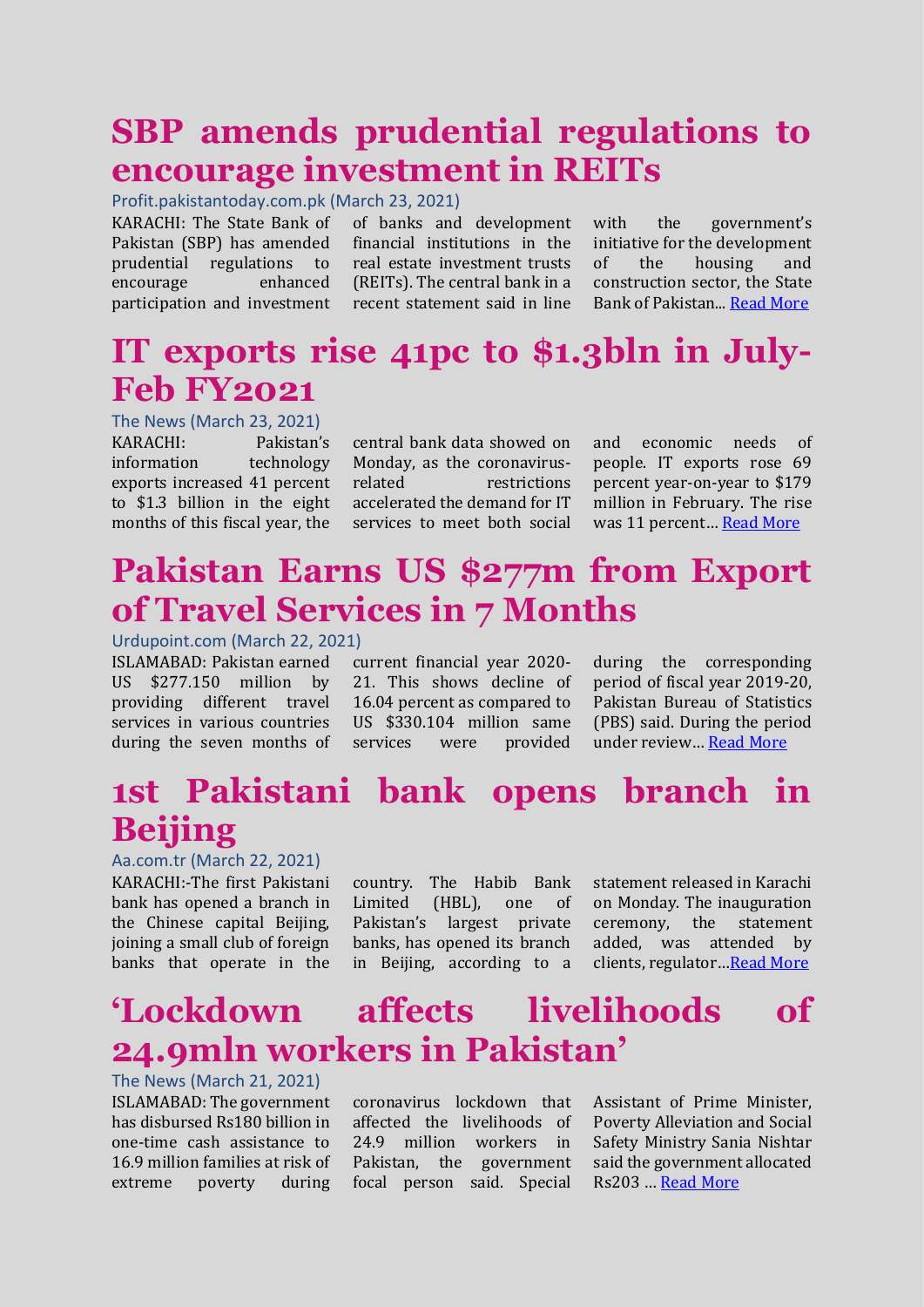## SBP amends prudential regulations to encourage investment in REITs

Profit.pakistantoday.com.pk (March 23, 2021)

KARACHI: The State Bank of Pakistan (SBP) has amended prudential regulations to encourage enhanced participation and investment of banks and development financial institutions in the real estate investment trusts (REITs). The central bank in a recent statement said in line with the government's initiative for the development of the housing and construction sector, the State Bank of Pakistan... [Read More]

## IT exports rise 41pc to $1.3bln in July-Feb FY2021

The News (March 23, 2021)

KARACHI: Pakistan's information technology exports increased 41 percent to $1.3 billion in the eight months of this fiscal year, the central bank data showed on Monday, as the coronavirus-related restrictions accelerated the demand for IT services to meet both social and economic needs of people. IT exports rose 69 percent year-on-year to $179 million in February. The rise was 11 percent… [Read More]

## Pakistan Earns US $277m from Export of Travel Services in 7 Months

Urdupoint.com (March 22, 2021)

ISLAMABAD: Pakistan earned US $277.150 million by providing different travel services in various countries during the seven months of current financial year 2020-21. This shows decline of 16.04 percent as compared to US $330.104 million same services were provided during the corresponding period of fiscal year 2019-20, Pakistan Bureau of Statistics (PBS) said. During the period under review… [Read More]

## 1st Pakistani bank opens branch in Beijing

Aa.com.tr (March 22, 2021)

KARACHI:-The first Pakistani bank has opened a branch in the Chinese capital Beijing, joining a small club of foreign banks that operate in the country. The Habib Bank Limited (HBL), one of Pakistan's largest private banks, has opened its branch in Beijing, according to a statement released in Karachi on Monday. The inauguration ceremony, the statement added, was attended by clients, regulator…[Read More]

## 'Lockdown affects livelihoods of 24.9mln workers in Pakistan'

The News (March 21, 2021)

ISLAMABAD: The government has disbursed Rs180 billion in one-time cash assistance to 16.9 million families at risk of extreme poverty during coronavirus lockdown that affected the livelihoods of 24.9 million workers in Pakistan, the government focal person said. Special Assistant of Prime Minister, Poverty Alleviation and Social Safety Ministry Sania Nishtar said the government allocated Rs203 … [Read More]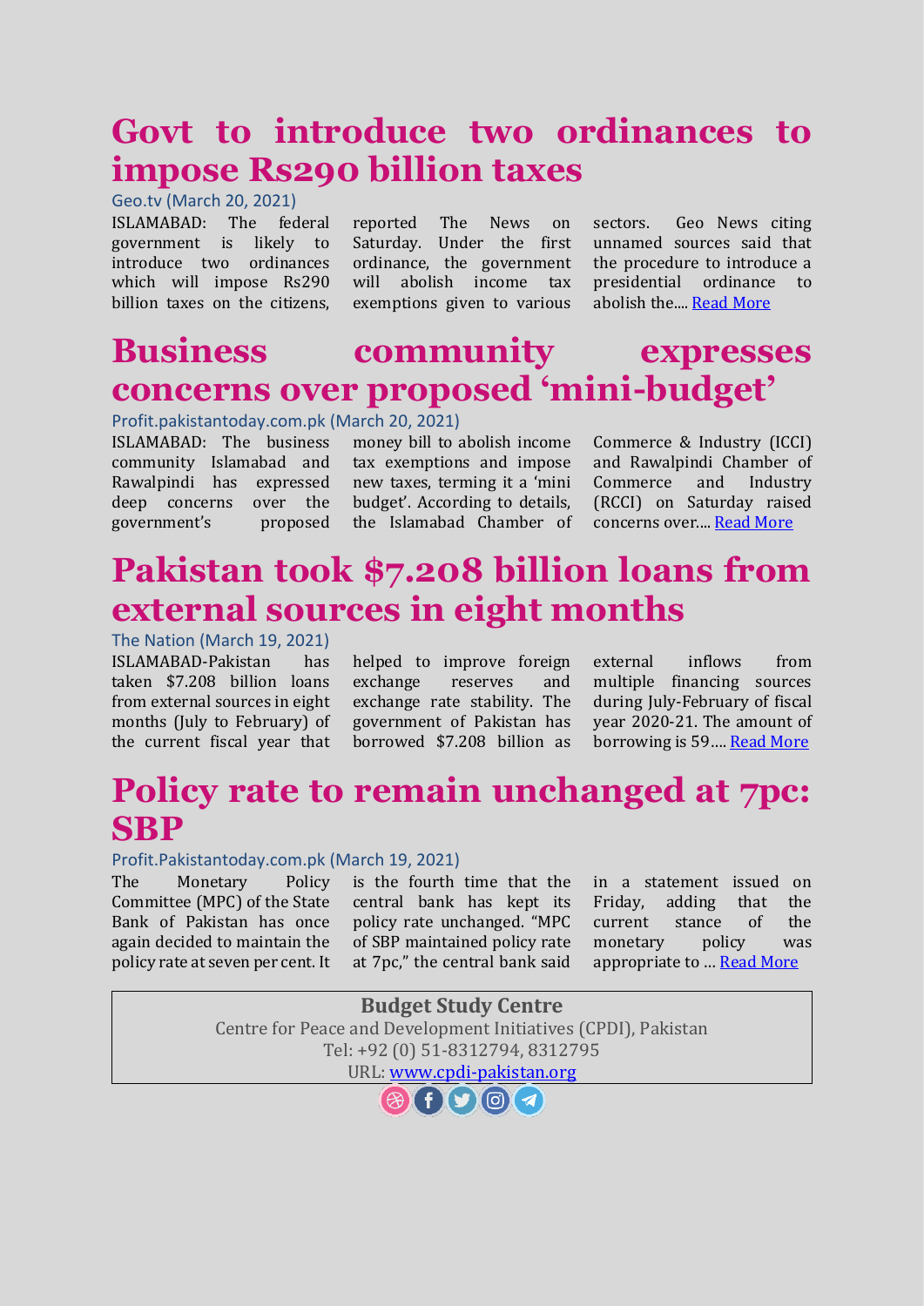# Govt to introduce two ordinances to impose Rs290 billion taxes

Geo.tv (March 20, 2021)

ISLAMABAD: The federal government is likely to introduce two ordinances which will impose Rs290 billion taxes on the citizens, reported The News on Saturday. Under the first ordinance, the government will abolish income tax exemptions given to various sectors. Geo News citing unnamed sources said that the procedure to introduce a presidential ordinance to abolish the.... Read More

# Business community expresses concerns over proposed 'mini-budget'

Profit.pakistantoday.com.pk (March 20, 2021)

ISLAMABAD: The business community Islamabad and Rawalpindi has expressed deep concerns over the government's proposed money bill to abolish income tax exemptions and impose new taxes, terming it a 'mini budget'. According to details, the Islamabad Chamber of Commerce & Industry (ICCI) and Rawalpindi Chamber of Commerce and Industry (RCCI) on Saturday raised concerns over.... Read More

# Pakistan took $7.208 billion loans from external sources in eight months

The Nation (March 19, 2021)

ISLAMABAD-Pakistan has taken $7.208 billion loans from external sources in eight months (July to February) of the current fiscal year that helped to improve foreign exchange reserves and exchange rate stability. The government of Pakistan has borrowed $7.208 billion as external inflows from multiple financing sources during July-February of fiscal year 2020-21. The amount of borrowing is 59.... Read More

# Policy rate to remain unchanged at 7pc: SBP

Profit.Pakistantoday.com.pk (March 19, 2021)

The Monetary Policy Committee (MPC) of the State Bank of Pakistan has once again decided to maintain the policy rate at seven per cent. It is the fourth time that the central bank has kept its policy rate unchanged. "MPC of SBP maintained policy rate at 7pc," the central bank said in a statement issued on Friday, adding that the current stance of the monetary policy was appropriate to ... Read More

**Budget Study Centre**
Centre for Peace and Development Initiatives (CPDI), Pakistan
Tel: +92 (0) 51-8312794, 8312795
URL: www.cpdi-pakistan.org